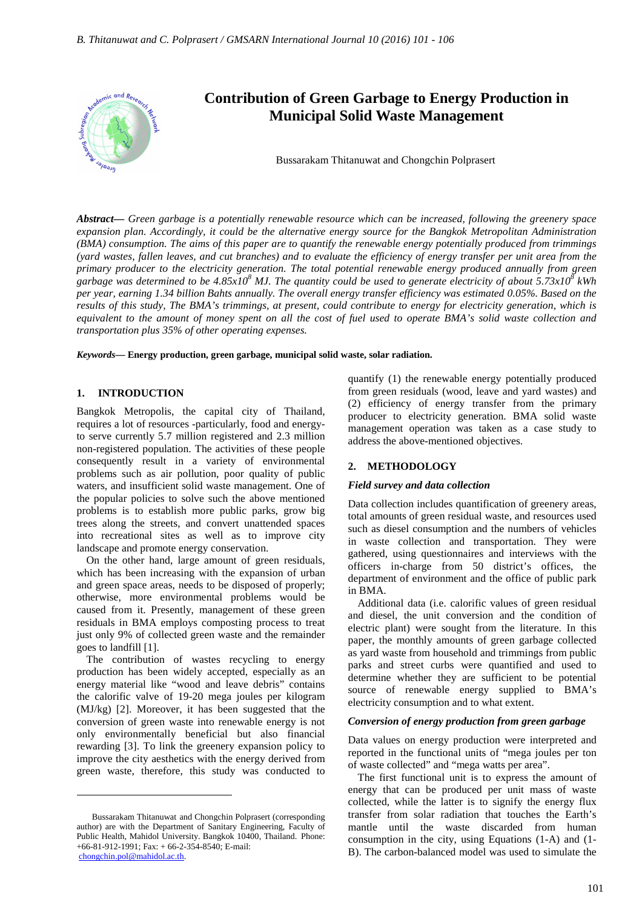# Contribution of Green Garbage to Energy Production in Municipal Solid Waste Management

Bussarakam Thitanuwat and Chongchin Polprasert

***Abstract***— *Green garbage is a potentially renewable resource which can be increased, following the greenery space expansion plan. Accordingly, it could be the alternative energy source for the Bangkok Metropolitan Administration (BMA) consumption. The aims of this paper are to quantify the renewable energy potentially produced from trimmings (yard wastes, fallen leaves, and cut branches) and to evaluate the efficiency of energy transfer per unit area from the primary producer to the electricity generation. The total potential renewable energy produced annually from green garbage was determined to be 4.85x10*$^{8}$ *MJ. The quantity could be used to generate electricity of about 5.73x10*$^{8}$ *kWh per year, earning 1.34 billion Bahts annually. The overall energy transfer efficiency was estimated 0.05%. Based on the results of this study, The BMA's trimmings, at present, could contribute to energy for electricity generation, which is equivalent to the amount of money spent on all the cost of fuel used to operate BMA's solid waste collection and transportation plus 35% of other operating expenses.*

***Keywords***— **Energy production, green garbage, municipal solid waste, solar radiation.**

## 1. INTRODUCTION

Bangkok Metropolis, the capital city of Thailand, requires a lot of resources -particularly, food and energy-to serve currently 5.7 million registered and 2.3 million non-registered population. The activities of these people consequently result in a variety of environmental problems such as air pollution, poor quality of public waters, and insufficient solid waste management. One of the popular policies to solve such the above mentioned problems is to establish more public parks, grow big trees along the streets, and convert unattended spaces into recreational sites as well as to improve city landscape and promote energy conservation.

On the other hand, large amount of green residuals, which has been increasing with the expansion of urban and green space areas, needs to be disposed of properly; otherwise, more environmental problems would be caused from it. Presently, management of these green residuals in BMA employs composting process to treat just only 9% of collected green waste and the remainder goes to landfill [1].

The contribution of wastes recycling to energy production has been widely accepted, especially as an energy material like "wood and leave debris" contains the calorific valve of 19-20 mega joules per kilogram (MJ/kg) [2]. Moreover, it has been suggested that the conversion of green waste into renewable energy is not only environmentally beneficial but also financial rewarding [3]. To link the greenery expansion policy to improve the city aesthetics with the energy derived from green waste, therefore, this study was conducted to quantify (1) the renewable energy potentially produced from green residuals (wood, leave and yard wastes) and (2) efficiency of energy transfer from the primary producer to electricity generation. BMA solid waste management operation was taken as a case study to address the above-mentioned objectives.

## 2. METHODOLOGY

### *Field survey and data collection*

Data collection includes quantification of greenery areas, total amounts of green residual waste, and resources used such as diesel consumption and the numbers of vehicles in waste collection and transportation. They were gathered, using questionnaires and interviews with the officers in-charge from 50 district's offices, the department of environment and the office of public park in BMA.

Additional data (i.e. calorific values of green residual and diesel, the unit conversion and the condition of electric plant) were sought from the literature. In this paper, the monthly amounts of green garbage collected as yard waste from household and trimmings from public parks and street curbs were quantified and used to determine whether they are sufficient to be potential source of renewable energy supplied to BMA's electricity consumption and to what extent.

### *Conversion of energy production from green garbage*

Data values on energy production were interpreted and reported in the functional units of "mega joules per ton of waste collected" and "mega watts per area".

The first functional unit is to express the amount of energy that can be produced per unit mass of waste collected, while the latter is to signify the energy flux transfer from solar radiation that touches the Earth's mantle until the waste discarded from human consumption in the city, using Equations (1-A) and (1-B). The carbon-balanced model was used to simulate the

Bussarakam Thitanuwat and Chongchin Polprasert (corresponding author) are with the Department of Sanitary Engineering, Faculty of Public Health, Mahidol University. Bangkok 10400, Thailand. Phone: +66-81-912-1991; Fax: + 66-2-354-8540; E-mail: chongchin.pol@mahidol.ac.th.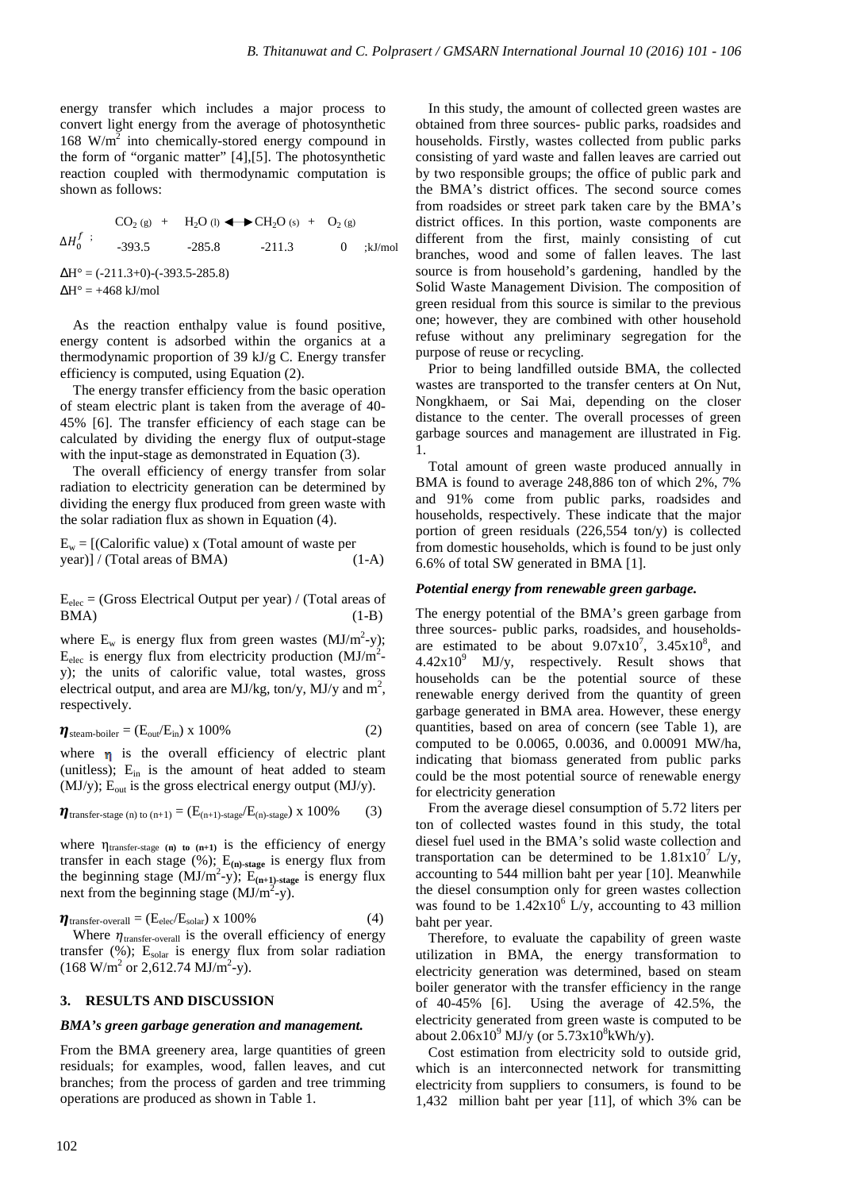energy transfer which includes a major process to convert light energy from the average of photosynthetic 168 $W/m^2$ into chemically-stored energy compound in the form of "organic matter" [4],[5]. The photosynthetic reaction coupled with thermodynamic computation is shown as follows:

$$CO_{2\,(g)} + H_2O_{\,(l)} \longleftrightarrow CH_2O_{\,(s)} + O_{2\,(g)}$$

$$\Delta H_0^f; \quad -393.5 \qquad -285.8 \qquad -211.3 \qquad 0 \quad ;\text{kJ/mol}$$

$$\Delta H° = (-211.3+0)-(-393.5-285.8)$$

$$\Delta H° = +468 \text{ kJ/mol}$$

As the reaction enthalpy value is found positive, energy content is adsorbed within the organics at a thermodynamic proportion of 39 kJ/g C. Energy transfer efficiency is computed, using Equation (2).

The energy transfer efficiency from the basic operation of steam electric plant is taken from the average of 40-45% [6]. The transfer efficiency of each stage can be calculated by dividing the energy flux of output-stage with the input-stage as demonstrated in Equation (3).

The overall efficiency of energy transfer from solar radiation to electricity generation can be determined by dividing the energy flux produced from green waste with the solar radiation flux as shown in Equation (4).

$$E_w = [(\text{Calorific value}) \times (\text{Total amount of waste per year})] / (\text{Total areas of BMA}) \qquad (1\text{-A})$$

$$E_{elec} = (\text{Gross Electrical Output per year}) / (\text{Total areas of BMA}) \qquad (1\text{-B})$$

where $E_w$ is energy flux from green wastes ($MJ/m^2$-y); $E_{elec}$ is energy flux from electricity production ($MJ/m^2$-y); the units of calorific value, total wastes, gross electrical output, and area are MJ/kg, ton/y, MJ/y and $m^2$, respectively.

$$\eta_{\text{steam-boiler}} = (E_{out}/E_{in}) \times 100\% \qquad (2)$$

where $\eta$ is the overall efficiency of electric plant (unitless); $E_{in}$ is the amount of heat added to steam (MJ/y); $E_{out}$ is the gross electrical energy output (MJ/y).

$$\eta_{\text{transfer-stage (n) to (n+1)}} = (E_{(n+1)\text{-stage}}/E_{(n)\text{-stage}}) \times 100\% \qquad (3)$$

where $\eta_{\text{transfer-stage (n) to (n+1)}}$ is the efficiency of energy transfer in each stage (%); $E_{(n)\text{-stage}}$ is energy flux from the beginning stage ($MJ/m^2$-y); $E_{(n+1)\text{-stage}}$ is energy flux next from the beginning stage ($MJ/m^2$-y).

$$\eta_{\text{transfer-overall}} = (E_{elec}/E_{solar}) \times 100\% \qquad (4)$$

Where $\eta_{\text{transfer-overall}}$ is the overall efficiency of energy transfer (%); $E_{solar}$ is energy flux from solar radiation (168 $W/m^2$ or 2,612.74 $MJ/m^2$-y).

## 3. RESULTS AND DISCUSSION

### *BMA's green garbage generation and management.*

From the BMA greenery area, large quantities of green residuals; for examples, wood, fallen leaves, and cut branches; from the process of garden and tree trimming operations are produced as shown in Table 1.

In this study, the amount of collected green wastes are obtained from three sources- public parks, roadsides and households. Firstly, wastes collected from public parks consisting of yard waste and fallen leaves are carried out by two responsible groups; the office of public park and the BMA's district offices. The second source comes from roadsides or street park taken care by the BMA's district offices. In this portion, waste components are different from the first, mainly consisting of cut branches, wood and some of fallen leaves. The last source is from household's gardening, handled by the Solid Waste Management Division. The composition of green residual from this source is similar to the previous one; however, they are combined with other household refuse without any preliminary segregation for the purpose of reuse or recycling.

Prior to being landfilled outside BMA, the collected wastes are transported to the transfer centers at On Nut, Nongkhaem, or Sai Mai, depending on the closer distance to the center. The overall processes of green garbage sources and management are illustrated in Fig. 1.

Total amount of green waste produced annually in BMA is found to average 248,886 ton of which 2%, 7% and 91% come from public parks, roadsides and households, respectively. These indicate that the major portion of green residuals (226,554 ton/y) is collected from domestic households, which is found to be just only 6.6% of total SW generated in BMA [1].

### *Potential energy from renewable green garbage.*

The energy potential of the BMA's green garbage from three sources- public parks, roadsides, and households- are estimated to be about $9.07\times10^7$, $3.45\times10^8$, and $4.42\times10^9$ MJ/y, respectively. Result shows that households can be the potential source of these renewable energy derived from the quantity of green garbage generated in BMA area. However, these energy quantities, based on area of concern (see Table 1), are computed to be 0.0065, 0.0036, and 0.00091 MW/ha, indicating that biomass generated from public parks could be the most potential source of renewable energy for electricity generation

From the average diesel consumption of 5.72 liters per ton of collected wastes found in this study, the total diesel fuel used in the BMA's solid waste collection and transportation can be determined to be $1.81\times10^7$ L/y, accounting to 544 million baht per year [10]. Meanwhile the diesel consumption only for green wastes collection was found to be $1.42\times10^6$ L/y, accounting to 43 million baht per year.

Therefore, to evaluate the capability of green waste utilization in BMA, the energy transformation to electricity generation was determined, based on steam boiler generator with the transfer efficiency in the range of 40-45% [6]. Using the average of 42.5%, the electricity generated from green waste is computed to be about $2.06\times10^9$ MJ/y (or $5.73\times10^8$kWh/y).

Cost estimation from electricity sold to outside grid, which is an interconnected network for transmitting electricity from suppliers to consumers, is found to be 1,432 million baht per year [11], of which 3% can be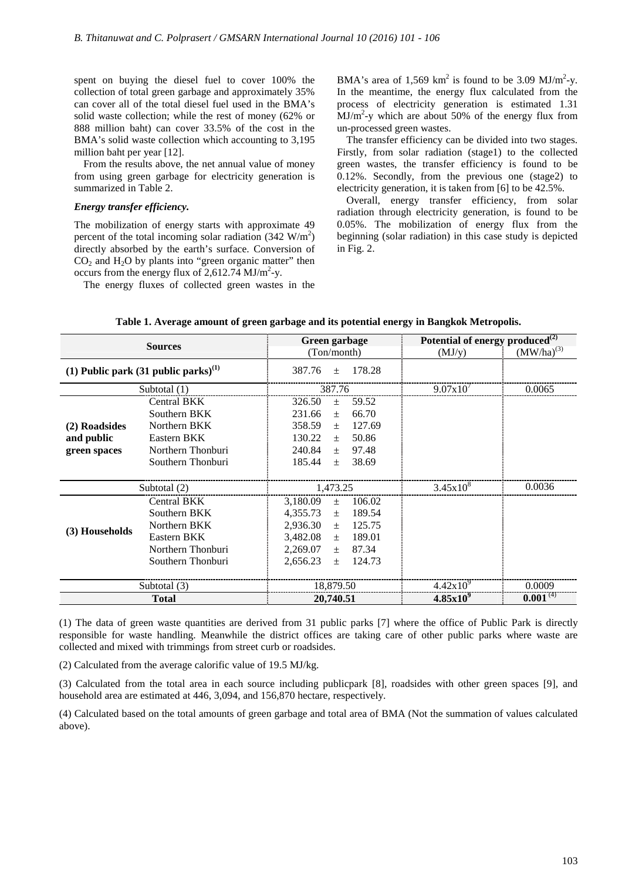spent on buying the diesel fuel to cover 100% the collection of total green garbage and approximately 35% can cover all of the total diesel fuel used in the BMA's solid waste collection; while the rest of money (62% or 888 million baht) can cover 33.5% of the cost in the BMA's solid waste collection which accounting to 3,195 million baht per year [12].

From the results above, the net annual value of money from using green garbage for electricity generation is summarized in Table 2.

### *Energy transfer efficiency.*

The mobilization of energy starts with approximate 49 percent of the total incoming solar radiation (342 $W/m^2$) directly absorbed by the earth's surface. Conversion of $CO_2$ and $H_2O$ by plants into "green organic matter" then occurs from the energy flux of 2,612.74 $MJ/m^2$-y.

The energy fluxes of collected green wastes in the BMA's area of 1,569 $km^2$ is found to be 3.09 $MJ/m^2$-y. In the meantime, the energy flux calculated from the process of electricity generation is estimated 1.31 $MJ/m^2$-y which are about 50% of the energy flux from un-processed green wastes.

The transfer efficiency can be divided into two stages. Firstly, from solar radiation (stage1) to the collected green wastes, the transfer efficiency is found to be 0.12%. Secondly, from the previous one (stage2) to electricity generation, it is taken from [6] to be 42.5%.

Overall, energy transfer efficiency, from solar radiation through electricity generation, is found to be 0.05%. The mobilization of energy flux from the beginning (solar radiation) in this case study is depicted in Fig. 2.

**Table 1. Average amount of green garbage and its potential energy in Bangkok Metropolis.**

| Sources | | Green garbage (Ton/month) | Potential of energy produced(2) (MJ/y) | Potential of energy produced(2) (MW/ha)(3) |
|---|---|---|---|---|
| **(1) Public park (31 public parks)(1)** | | 387.76 ± 178.28 | | |
| Subtotal (1) | | 387.76 | $9.07x10^7$ | 0.0065 |
| **(2) Roadsides and public green spaces** | Central BKK | 326.50 ± 59.52 | | |
| | Southern BKK | 231.66 ± 66.70 | | |
| | Northern BKK | 358.59 ± 127.69 | | |
| | Eastern BKK | 130.22 ± 50.86 | | |
| | Northern Thonburi | 240.84 ± 97.48 | | |
| | Southern Thonburi | 185.44 ± 38.69 | | |
| Subtotal (2) | | 1,473.25 | $3.45x10^8$ | 0.0036 |
| **(3) Households** | Central BKK | 3,180.09 ± 106.02 | | |
| | Southern BKK | 4,355.73 ± 189.54 | | |
| | Northern BKK | 2,936.30 ± 125.75 | | |
| | Eastern BKK | 3,482.08 ± 189.01 | | |
| | Northern Thonburi | 2,269.07 ± 87.34 | | |
| | Southern Thonburi | 2,656.23 ± 124.73 | | |
| Subtotal (3) | | 18,879.50 | $4.42x10^9$ | 0.0009 |
| **Total** | | **20,740.51** | $\mathbf{4.85x10^9}$ | **0.001** (4) |

(1) The data of green waste quantities are derived from 31 public parks [7] where the office of Public Park is directly responsible for waste handling. Meanwhile the district offices are taking care of other public parks where waste are collected and mixed with trimmings from street curb or roadsides.

(2) Calculated from the average calorific value of 19.5 MJ/kg.

(3) Calculated from the total area in each source including publicpark [8], roadsides with other green spaces [9], and household area are estimated at 446, 3,094, and 156,870 hectare, respectively.

(4) Calculated based on the total amounts of green garbage and total area of BMA (Not the summation of values calculated above).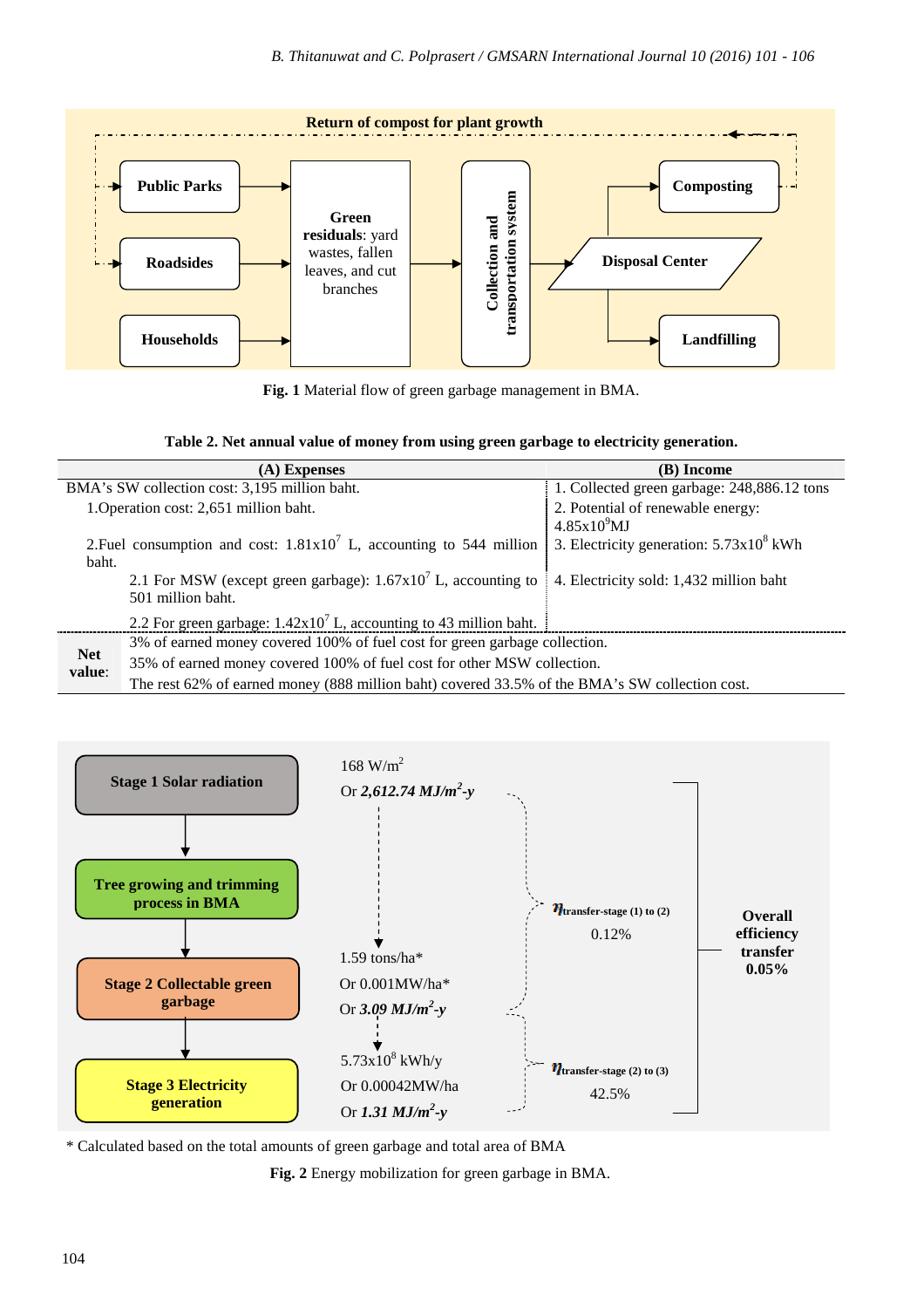Fig. 1 Material flow of green garbage management in BMA.

**Table 2. Net annual value of money from using green garbage to electricity generation.**

| (A) Expenses | (B) Income |
|---|---|
| BMA's SW collection cost: 3,195 million baht. | 1. Collected green garbage: 248,886.12 tons |
| 1.Operation cost: 2,651 million baht. | 2. Potential of renewable energy: $4.85\times10^{9}$MJ |
| 2.Fuel consumption and cost: $1.81\times10^{7}$ L, accounting to 544 million baht. | 3. Electricity generation: $5.73\times10^{8}$ kWh |
| 2.1 For MSW (except green garbage): $1.67\times10^{7}$ L, accounting to 501 million baht. | 4. Electricity sold: 1,432 million baht |
| 2.2 For green garbage: $1.42\times10^{7}$ L, accounting to 43 million baht. | |
| **Net value**: 3% of earned money covered 100% of fuel cost for green garbage collection. 35% of earned money covered 100% of fuel cost for other MSW collection. The rest 62% of earned money (888 million baht) covered 33.5% of the BMA's SW collection cost. | |

\* Calculated based on the total amounts of green garbage and total area of BMA

Fig. 2 Energy mobilization for green garbage in BMA.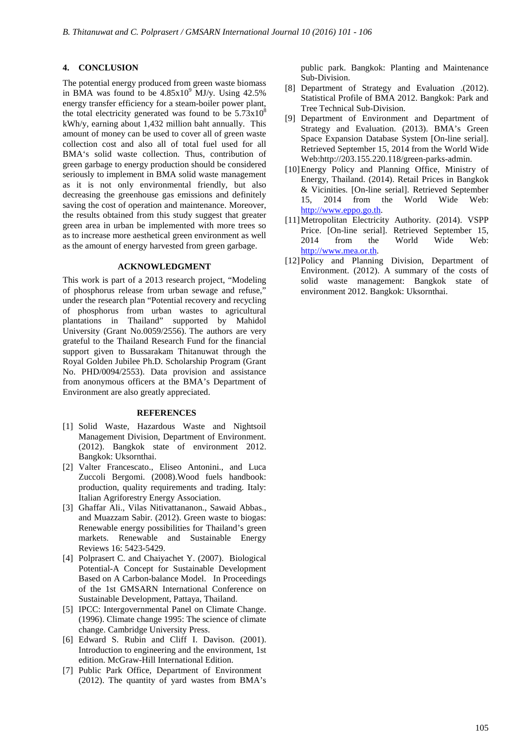## 4. CONCLUSION

The potential energy produced from green waste biomass in BMA was found to be $4.85 \times 10^9$ MJ/y. Using 42.5% energy transfer efficiency for a steam-boiler power plant, the total electricity generated was found to be $5.73 \times 10^8$ kWh/y, earning about 1,432 million baht annually. This amount of money can be used to cover all of green waste collection cost and also all of total fuel used for all BMA's solid waste collection. Thus, contribution of green garbage to energy production should be considered seriously to implement in BMA solid waste management as it is not only environmental friendly, but also decreasing the greenhouse gas emissions and definitely saving the cost of operation and maintenance. Moreover, the results obtained from this study suggest that greater green area in urban be implemented with more trees so as to increase more aesthetical green environment as well as the amount of energy harvested from green garbage.

## ACKNOWLEDGMENT

This work is part of a 2013 research project, "Modeling of phosphorus release from urban sewage and refuse," under the research plan "Potential recovery and recycling of phosphorus from urban wastes to agricultural plantations in Thailand" supported by Mahidol University (Grant No.0059/2556). The authors are very grateful to the Thailand Research Fund for the financial support given to Bussarakam Thitanuwat through the Royal Golden Jubilee Ph.D. Scholarship Program (Grant No. PHD/0094/2553). Data provision and assistance from anonymous officers at the BMA's Department of Environment are also greatly appreciated.

## REFERENCES

[1] Solid Waste, Hazardous Waste and Nightsoil Management Division, Department of Environment. (2012). Bangkok state of environment 2012. Bangkok: Uksornthai.

[2] Valter Francescato., Eliseo Antonini., and Luca Zuccoli Bergomi. (2008).Wood fuels handbook: production, quality requirements and trading. Italy: Italian Agriforestry Energy Association.

[3] Ghaffar Ali., Vilas Nitivattananon., Sawaid Abbas., and Muazzam Sabir. (2012). Green waste to biogas: Renewable energy possibilities for Thailand's green markets. Renewable and Sustainable Energy Reviews 16: 5423-5429.

[4] Polprasert C. and Chaiyachet Y. (2007). Biological Potential-A Concept for Sustainable Development Based on A Carbon-balance Model. In Proceedings of the 1st GMSARN International Conference on Sustainable Development, Pattaya, Thailand.

[5] IPCC: Intergovernmental Panel on Climate Change. (1996). Climate change 1995: The science of climate change. Cambridge University Press.

[6] Edward S. Rubin and Cliff I. Davison. (2001). Introduction to engineering and the environment, 1st edition. McGraw-Hill International Edition.

[7] Public Park Office, Department of Environment (2012). The quantity of yard wastes from BMA's public park. Bangkok: Planting and Maintenance Sub-Division.

[8] Department of Strategy and Evaluation .(2012). Statistical Profile of BMA 2012. Bangkok: Park and Tree Technical Sub-Division.

[9] Department of Environment and Department of Strategy and Evaluation. (2013). BMA's Green Space Expansion Database System [On-line serial]. Retrieved September 15, 2014 from the World Wide Web:http://203.155.220.118/green-parks-admin.

[10] Energy Policy and Planning Office, Ministry of Energy, Thailand. (2014). Retail Prices in Bangkok & Vicinities. [On-line serial]. Retrieved September 15, 2014 from the World Wide Web: http://www.eppo.go.th.

[11] Metropolitan Electricity Authority. (2014). VSPP Price. [On-line serial]. Retrieved September 15, 2014 from the World Wide Web: http://www.mea.or.th.

[12] Policy and Planning Division, Department of Environment. (2012). A summary of the costs of solid waste management: Bangkok state of environment 2012. Bangkok: Uksornthai.